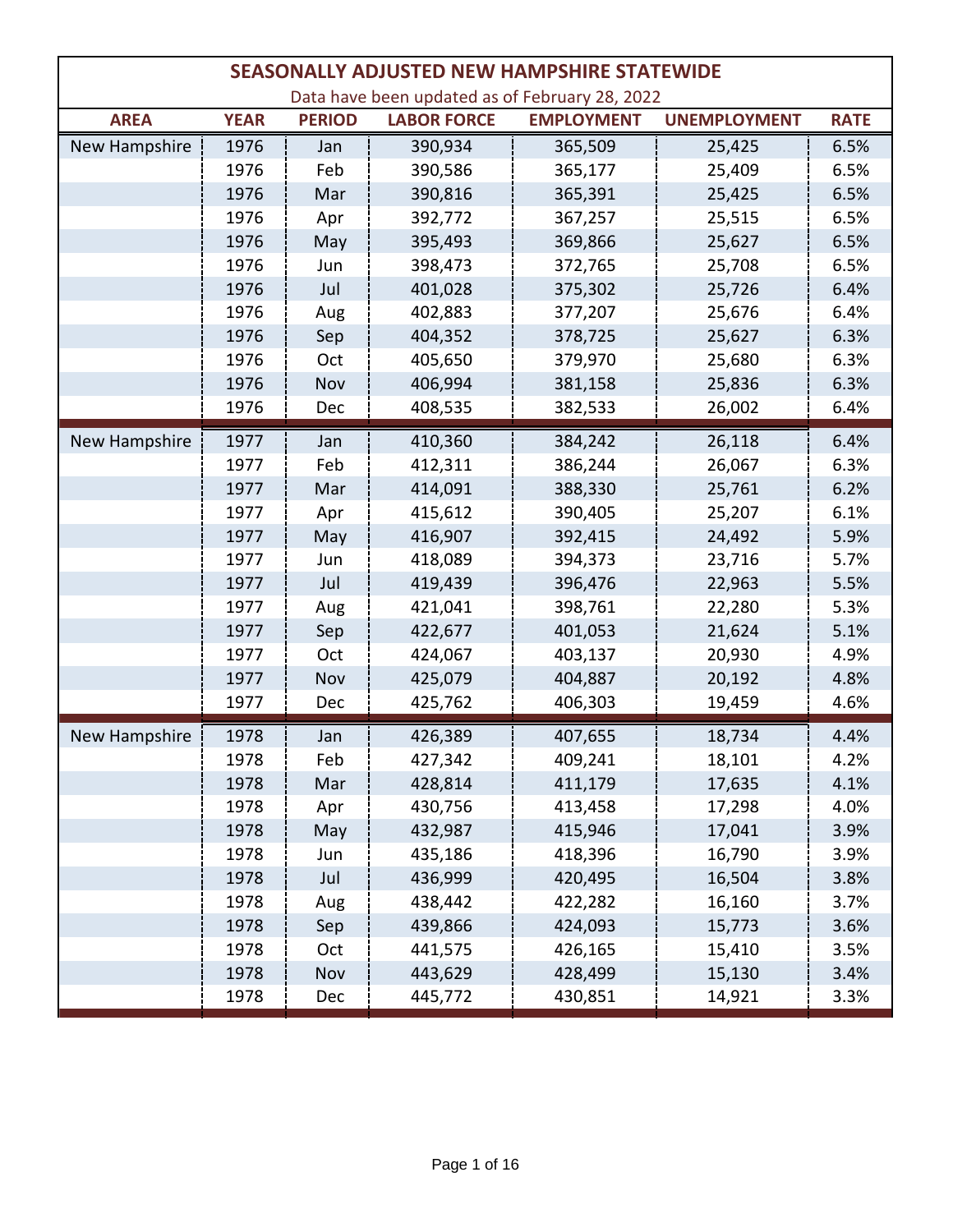# SEASONALLY ADJUSTED NEW HAMPSHIRE STATEWIDE

Data have been updated as of February 28, 2022

| AREA | YEAR | PERIOD | LABOR FORCE | EMPLOYMENT | UNEMPLOYMENT | RATE |
|---|---|---|---|---|---|---|
| New Hampshire | 1976 | Jan | 390,934 | 365,509 | 25,425 | 6.5% |
| | 1976 | Feb | 390,586 | 365,177 | 25,409 | 6.5% |
| | 1976 | Mar | 390,816 | 365,391 | 25,425 | 6.5% |
| | 1976 | Apr | 392,772 | 367,257 | 25,515 | 6.5% |
| | 1976 | May | 395,493 | 369,866 | 25,627 | 6.5% |
| | 1976 | Jun | 398,473 | 372,765 | 25,708 | 6.5% |
| | 1976 | Jul | 401,028 | 375,302 | 25,726 | 6.4% |
| | 1976 | Aug | 402,883 | 377,207 | 25,676 | 6.4% |
| | 1976 | Sep | 404,352 | 378,725 | 25,627 | 6.3% |
| | 1976 | Oct | 405,650 | 379,970 | 25,680 | 6.3% |
| | 1976 | Nov | 406,994 | 381,158 | 25,836 | 6.3% |
| | 1976 | Dec | 408,535 | 382,533 | 26,002 | 6.4% |
| New Hampshire | 1977 | Jan | 410,360 | 384,242 | 26,118 | 6.4% |
| | 1977 | Feb | 412,311 | 386,244 | 26,067 | 6.3% |
| | 1977 | Mar | 414,091 | 388,330 | 25,761 | 6.2% |
| | 1977 | Apr | 415,612 | 390,405 | 25,207 | 6.1% |
| | 1977 | May | 416,907 | 392,415 | 24,492 | 5.9% |
| | 1977 | Jun | 418,089 | 394,373 | 23,716 | 5.7% |
| | 1977 | Jul | 419,439 | 396,476 | 22,963 | 5.5% |
| | 1977 | Aug | 421,041 | 398,761 | 22,280 | 5.3% |
| | 1977 | Sep | 422,677 | 401,053 | 21,624 | 5.1% |
| | 1977 | Oct | 424,067 | 403,137 | 20,930 | 4.9% |
| | 1977 | Nov | 425,079 | 404,887 | 20,192 | 4.8% |
| | 1977 | Dec | 425,762 | 406,303 | 19,459 | 4.6% |
| New Hampshire | 1978 | Jan | 426,389 | 407,655 | 18,734 | 4.4% |
| | 1978 | Feb | 427,342 | 409,241 | 18,101 | 4.2% |
| | 1978 | Mar | 428,814 | 411,179 | 17,635 | 4.1% |
| | 1978 | Apr | 430,756 | 413,458 | 17,298 | 4.0% |
| | 1978 | May | 432,987 | 415,946 | 17,041 | 3.9% |
| | 1978 | Jun | 435,186 | 418,396 | 16,790 | 3.9% |
| | 1978 | Jul | 436,999 | 420,495 | 16,504 | 3.8% |
| | 1978 | Aug | 438,442 | 422,282 | 16,160 | 3.7% |
| | 1978 | Sep | 439,866 | 424,093 | 15,773 | 3.6% |
| | 1978 | Oct | 441,575 | 426,165 | 15,410 | 3.5% |
| | 1978 | Nov | 443,629 | 428,499 | 15,130 | 3.4% |
| | 1978 | Dec | 445,772 | 430,851 | 14,921 | 3.3% |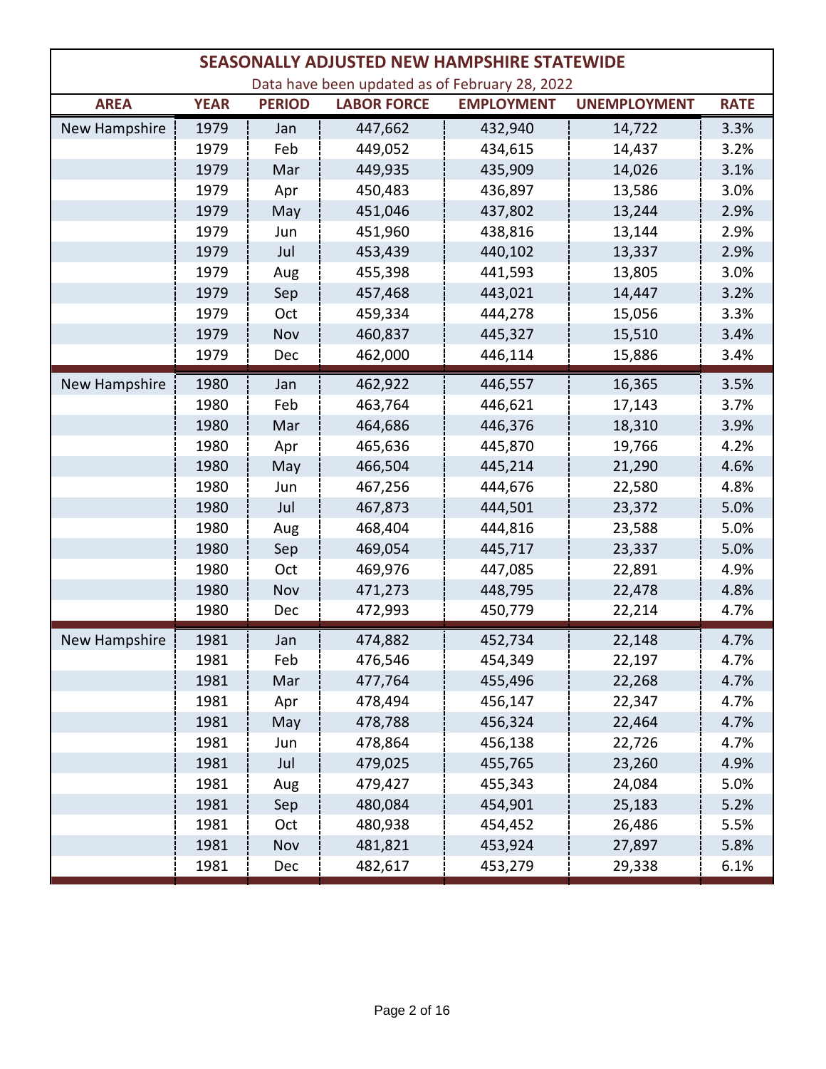## SEASONALLY ADJUSTED NEW HAMPSHIRE STATEWIDE

Data have been updated as of February 28, 2022

| AREA | YEAR | PERIOD | LABOR FORCE | EMPLOYMENT | UNEMPLOYMENT | RATE |
|---|---|---|---|---|---|---|
| New Hampshire | 1979 | Jan | 447,662 | 432,940 | 14,722 | 3.3% |
| | 1979 | Feb | 449,052 | 434,615 | 14,437 | 3.2% |
| | 1979 | Mar | 449,935 | 435,909 | 14,026 | 3.1% |
| | 1979 | Apr | 450,483 | 436,897 | 13,586 | 3.0% |
| | 1979 | May | 451,046 | 437,802 | 13,244 | 2.9% |
| | 1979 | Jun | 451,960 | 438,816 | 13,144 | 2.9% |
| | 1979 | Jul | 453,439 | 440,102 | 13,337 | 2.9% |
| | 1979 | Aug | 455,398 | 441,593 | 13,805 | 3.0% |
| | 1979 | Sep | 457,468 | 443,021 | 14,447 | 3.2% |
| | 1979 | Oct | 459,334 | 444,278 | 15,056 | 3.3% |
| | 1979 | Nov | 460,837 | 445,327 | 15,510 | 3.4% |
| | 1979 | Dec | 462,000 | 446,114 | 15,886 | 3.4% |
| New Hampshire | 1980 | Jan | 462,922 | 446,557 | 16,365 | 3.5% |
| | 1980 | Feb | 463,764 | 446,621 | 17,143 | 3.7% |
| | 1980 | Mar | 464,686 | 446,376 | 18,310 | 3.9% |
| | 1980 | Apr | 465,636 | 445,870 | 19,766 | 4.2% |
| | 1980 | May | 466,504 | 445,214 | 21,290 | 4.6% |
| | 1980 | Jun | 467,256 | 444,676 | 22,580 | 4.8% |
| | 1980 | Jul | 467,873 | 444,501 | 23,372 | 5.0% |
| | 1980 | Aug | 468,404 | 444,816 | 23,588 | 5.0% |
| | 1980 | Sep | 469,054 | 445,717 | 23,337 | 5.0% |
| | 1980 | Oct | 469,976 | 447,085 | 22,891 | 4.9% |
| | 1980 | Nov | 471,273 | 448,795 | 22,478 | 4.8% |
| | 1980 | Dec | 472,993 | 450,779 | 22,214 | 4.7% |
| New Hampshire | 1981 | Jan | 474,882 | 452,734 | 22,148 | 4.7% |
| | 1981 | Feb | 476,546 | 454,349 | 22,197 | 4.7% |
| | 1981 | Mar | 477,764 | 455,496 | 22,268 | 4.7% |
| | 1981 | Apr | 478,494 | 456,147 | 22,347 | 4.7% |
| | 1981 | May | 478,788 | 456,324 | 22,464 | 4.7% |
| | 1981 | Jun | 478,864 | 456,138 | 22,726 | 4.7% |
| | 1981 | Jul | 479,025 | 455,765 | 23,260 | 4.9% |
| | 1981 | Aug | 479,427 | 455,343 | 24,084 | 5.0% |
| | 1981 | Sep | 480,084 | 454,901 | 25,183 | 5.2% |
| | 1981 | Oct | 480,938 | 454,452 | 26,486 | 5.5% |
| | 1981 | Nov | 481,821 | 453,924 | 27,897 | 5.8% |
| | 1981 | Dec | 482,617 | 453,279 | 29,338 | 6.1% |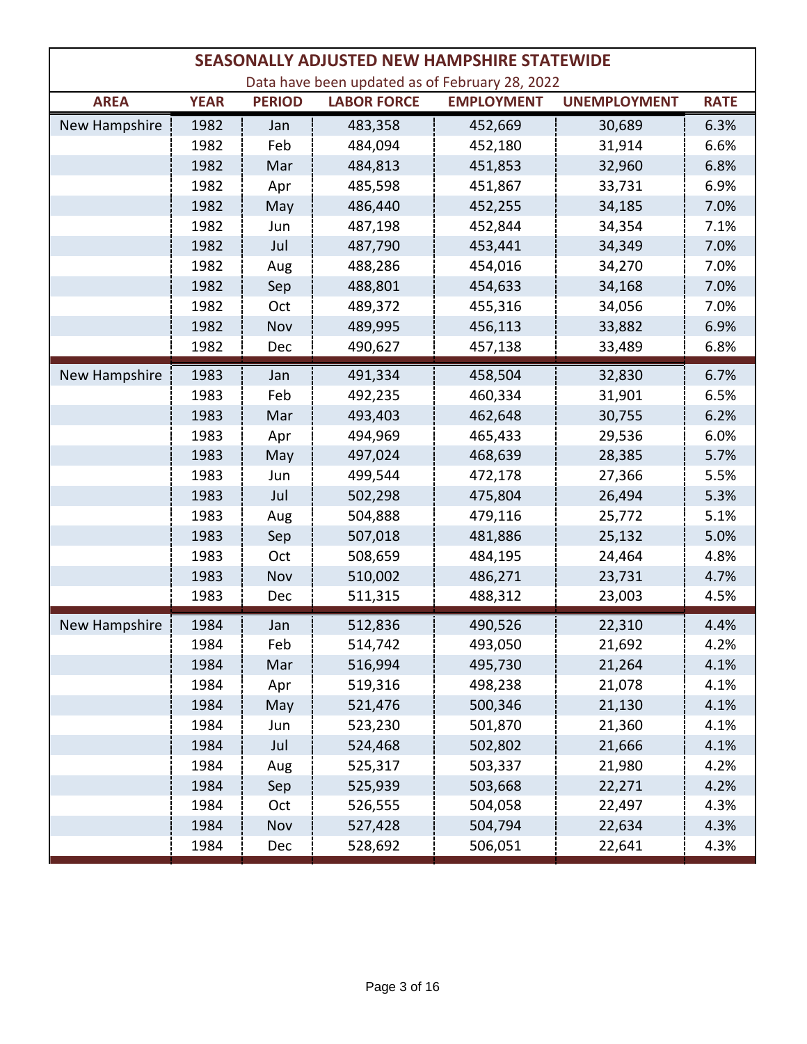# SEASONALLY ADJUSTED NEW HAMPSHIRE STATEWIDE

Data have been updated as of February 28, 2022

| AREA | YEAR | PERIOD | LABOR FORCE | EMPLOYMENT | UNEMPLOYMENT | RATE |
|---|---|---|---|---|---|---|
| New Hampshire | 1982 | Jan | 483,358 | 452,669 | 30,689 | 6.3% |
| | 1982 | Feb | 484,094 | 452,180 | 31,914 | 6.6% |
| | 1982 | Mar | 484,813 | 451,853 | 32,960 | 6.8% |
| | 1982 | Apr | 485,598 | 451,867 | 33,731 | 6.9% |
| | 1982 | May | 486,440 | 452,255 | 34,185 | 7.0% |
| | 1982 | Jun | 487,198 | 452,844 | 34,354 | 7.1% |
| | 1982 | Jul | 487,790 | 453,441 | 34,349 | 7.0% |
| | 1982 | Aug | 488,286 | 454,016 | 34,270 | 7.0% |
| | 1982 | Sep | 488,801 | 454,633 | 34,168 | 7.0% |
| | 1982 | Oct | 489,372 | 455,316 | 34,056 | 7.0% |
| | 1982 | Nov | 489,995 | 456,113 | 33,882 | 6.9% |
| | 1982 | Dec | 490,627 | 457,138 | 33,489 | 6.8% |
| New Hampshire | 1983 | Jan | 491,334 | 458,504 | 32,830 | 6.7% |
| | 1983 | Feb | 492,235 | 460,334 | 31,901 | 6.5% |
| | 1983 | Mar | 493,403 | 462,648 | 30,755 | 6.2% |
| | 1983 | Apr | 494,969 | 465,433 | 29,536 | 6.0% |
| | 1983 | May | 497,024 | 468,639 | 28,385 | 5.7% |
| | 1983 | Jun | 499,544 | 472,178 | 27,366 | 5.5% |
| | 1983 | Jul | 502,298 | 475,804 | 26,494 | 5.3% |
| | 1983 | Aug | 504,888 | 479,116 | 25,772 | 5.1% |
| | 1983 | Sep | 507,018 | 481,886 | 25,132 | 5.0% |
| | 1983 | Oct | 508,659 | 484,195 | 24,464 | 4.8% |
| | 1983 | Nov | 510,002 | 486,271 | 23,731 | 4.7% |
| | 1983 | Dec | 511,315 | 488,312 | 23,003 | 4.5% |
| New Hampshire | 1984 | Jan | 512,836 | 490,526 | 22,310 | 4.4% |
| | 1984 | Feb | 514,742 | 493,050 | 21,692 | 4.2% |
| | 1984 | Mar | 516,994 | 495,730 | 21,264 | 4.1% |
| | 1984 | Apr | 519,316 | 498,238 | 21,078 | 4.1% |
| | 1984 | May | 521,476 | 500,346 | 21,130 | 4.1% |
| | 1984 | Jun | 523,230 | 501,870 | 21,360 | 4.1% |
| | 1984 | Jul | 524,468 | 502,802 | 21,666 | 4.1% |
| | 1984 | Aug | 525,317 | 503,337 | 21,980 | 4.2% |
| | 1984 | Sep | 525,939 | 503,668 | 22,271 | 4.2% |
| | 1984 | Oct | 526,555 | 504,058 | 22,497 | 4.3% |
| | 1984 | Nov | 527,428 | 504,794 | 22,634 | 4.3% |
| | 1984 | Dec | 528,692 | 506,051 | 22,641 | 4.3% |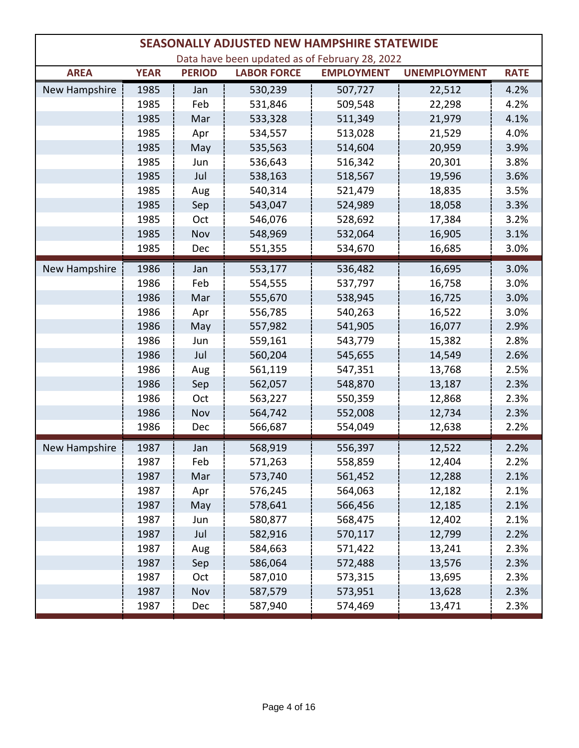# SEASONALLY ADJUSTED NEW HAMPSHIRE STATEWIDE

Data have been updated as of February 28, 2022

| AREA | YEAR | PERIOD | LABOR FORCE | EMPLOYMENT | UNEMPLOYMENT | RATE |
|---|---|---|---|---|---|---|
| New Hampshire | 1985 | Jan | 530,239 | 507,727 | 22,512 | 4.2% |
| | 1985 | Feb | 531,846 | 509,548 | 22,298 | 4.2% |
| | 1985 | Mar | 533,328 | 511,349 | 21,979 | 4.1% |
| | 1985 | Apr | 534,557 | 513,028 | 21,529 | 4.0% |
| | 1985 | May | 535,563 | 514,604 | 20,959 | 3.9% |
| | 1985 | Jun | 536,643 | 516,342 | 20,301 | 3.8% |
| | 1985 | Jul | 538,163 | 518,567 | 19,596 | 3.6% |
| | 1985 | Aug | 540,314 | 521,479 | 18,835 | 3.5% |
| | 1985 | Sep | 543,047 | 524,989 | 18,058 | 3.3% |
| | 1985 | Oct | 546,076 | 528,692 | 17,384 | 3.2% |
| | 1985 | Nov | 548,969 | 532,064 | 16,905 | 3.1% |
| | 1985 | Dec | 551,355 | 534,670 | 16,685 | 3.0% |
| New Hampshire | 1986 | Jan | 553,177 | 536,482 | 16,695 | 3.0% |
| | 1986 | Feb | 554,555 | 537,797 | 16,758 | 3.0% |
| | 1986 | Mar | 555,670 | 538,945 | 16,725 | 3.0% |
| | 1986 | Apr | 556,785 | 540,263 | 16,522 | 3.0% |
| | 1986 | May | 557,982 | 541,905 | 16,077 | 2.9% |
| | 1986 | Jun | 559,161 | 543,779 | 15,382 | 2.8% |
| | 1986 | Jul | 560,204 | 545,655 | 14,549 | 2.6% |
| | 1986 | Aug | 561,119 | 547,351 | 13,768 | 2.5% |
| | 1986 | Sep | 562,057 | 548,870 | 13,187 | 2.3% |
| | 1986 | Oct | 563,227 | 550,359 | 12,868 | 2.3% |
| | 1986 | Nov | 564,742 | 552,008 | 12,734 | 2.3% |
| | 1986 | Dec | 566,687 | 554,049 | 12,638 | 2.2% |
| New Hampshire | 1987 | Jan | 568,919 | 556,397 | 12,522 | 2.2% |
| | 1987 | Feb | 571,263 | 558,859 | 12,404 | 2.2% |
| | 1987 | Mar | 573,740 | 561,452 | 12,288 | 2.1% |
| | 1987 | Apr | 576,245 | 564,063 | 12,182 | 2.1% |
| | 1987 | May | 578,641 | 566,456 | 12,185 | 2.1% |
| | 1987 | Jun | 580,877 | 568,475 | 12,402 | 2.1% |
| | 1987 | Jul | 582,916 | 570,117 | 12,799 | 2.2% |
| | 1987 | Aug | 584,663 | 571,422 | 13,241 | 2.3% |
| | 1987 | Sep | 586,064 | 572,488 | 13,576 | 2.3% |
| | 1987 | Oct | 587,010 | 573,315 | 13,695 | 2.3% |
| | 1987 | Nov | 587,579 | 573,951 | 13,628 | 2.3% |
| | 1987 | Dec | 587,940 | 574,469 | 13,471 | 2.3% |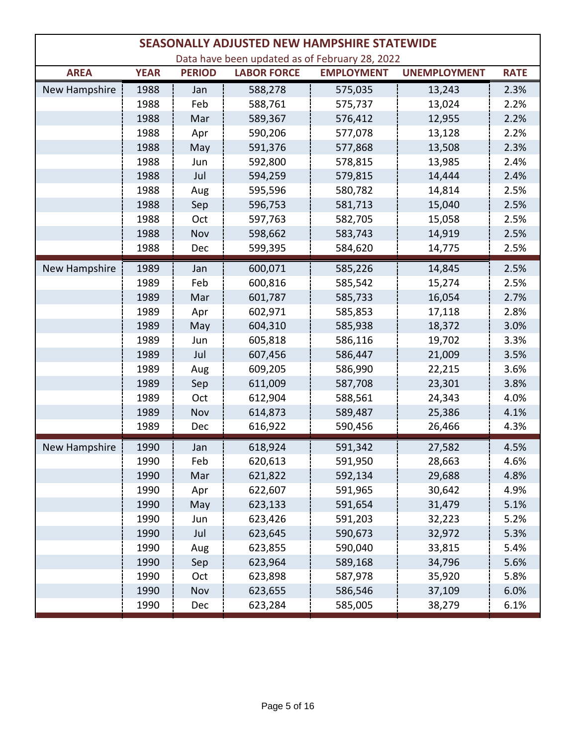# SEASONALLY ADJUSTED NEW HAMPSHIRE STATEWIDE

Data have been updated as of February 28, 2022

| AREA | YEAR | PERIOD | LABOR FORCE | EMPLOYMENT | UNEMPLOYMENT | RATE |
|---|---|---|---|---|---|---|
| New Hampshire | 1988 | Jan | 588,278 | 575,035 | 13,243 | 2.3% |
| | 1988 | Feb | 588,761 | 575,737 | 13,024 | 2.2% |
| | 1988 | Mar | 589,367 | 576,412 | 12,955 | 2.2% |
| | 1988 | Apr | 590,206 | 577,078 | 13,128 | 2.2% |
| | 1988 | May | 591,376 | 577,868 | 13,508 | 2.3% |
| | 1988 | Jun | 592,800 | 578,815 | 13,985 | 2.4% |
| | 1988 | Jul | 594,259 | 579,815 | 14,444 | 2.4% |
| | 1988 | Aug | 595,596 | 580,782 | 14,814 | 2.5% |
| | 1988 | Sep | 596,753 | 581,713 | 15,040 | 2.5% |
| | 1988 | Oct | 597,763 | 582,705 | 15,058 | 2.5% |
| | 1988 | Nov | 598,662 | 583,743 | 14,919 | 2.5% |
| | 1988 | Dec | 599,395 | 584,620 | 14,775 | 2.5% |
| New Hampshire | 1989 | Jan | 600,071 | 585,226 | 14,845 | 2.5% |
| | 1989 | Feb | 600,816 | 585,542 | 15,274 | 2.5% |
| | 1989 | Mar | 601,787 | 585,733 | 16,054 | 2.7% |
| | 1989 | Apr | 602,971 | 585,853 | 17,118 | 2.8% |
| | 1989 | May | 604,310 | 585,938 | 18,372 | 3.0% |
| | 1989 | Jun | 605,818 | 586,116 | 19,702 | 3.3% |
| | 1989 | Jul | 607,456 | 586,447 | 21,009 | 3.5% |
| | 1989 | Aug | 609,205 | 586,990 | 22,215 | 3.6% |
| | 1989 | Sep | 611,009 | 587,708 | 23,301 | 3.8% |
| | 1989 | Oct | 612,904 | 588,561 | 24,343 | 4.0% |
| | 1989 | Nov | 614,873 | 589,487 | 25,386 | 4.1% |
| | 1989 | Dec | 616,922 | 590,456 | 26,466 | 4.3% |
| New Hampshire | 1990 | Jan | 618,924 | 591,342 | 27,582 | 4.5% |
| | 1990 | Feb | 620,613 | 591,950 | 28,663 | 4.6% |
| | 1990 | Mar | 621,822 | 592,134 | 29,688 | 4.8% |
| | 1990 | Apr | 622,607 | 591,965 | 30,642 | 4.9% |
| | 1990 | May | 623,133 | 591,654 | 31,479 | 5.1% |
| | 1990 | Jun | 623,426 | 591,203 | 32,223 | 5.2% |
| | 1990 | Jul | 623,645 | 590,673 | 32,972 | 5.3% |
| | 1990 | Aug | 623,855 | 590,040 | 33,815 | 5.4% |
| | 1990 | Sep | 623,964 | 589,168 | 34,796 | 5.6% |
| | 1990 | Oct | 623,898 | 587,978 | 35,920 | 5.8% |
| | 1990 | Nov | 623,655 | 586,546 | 37,109 | 6.0% |
| | 1990 | Dec | 623,284 | 585,005 | 38,279 | 6.1% |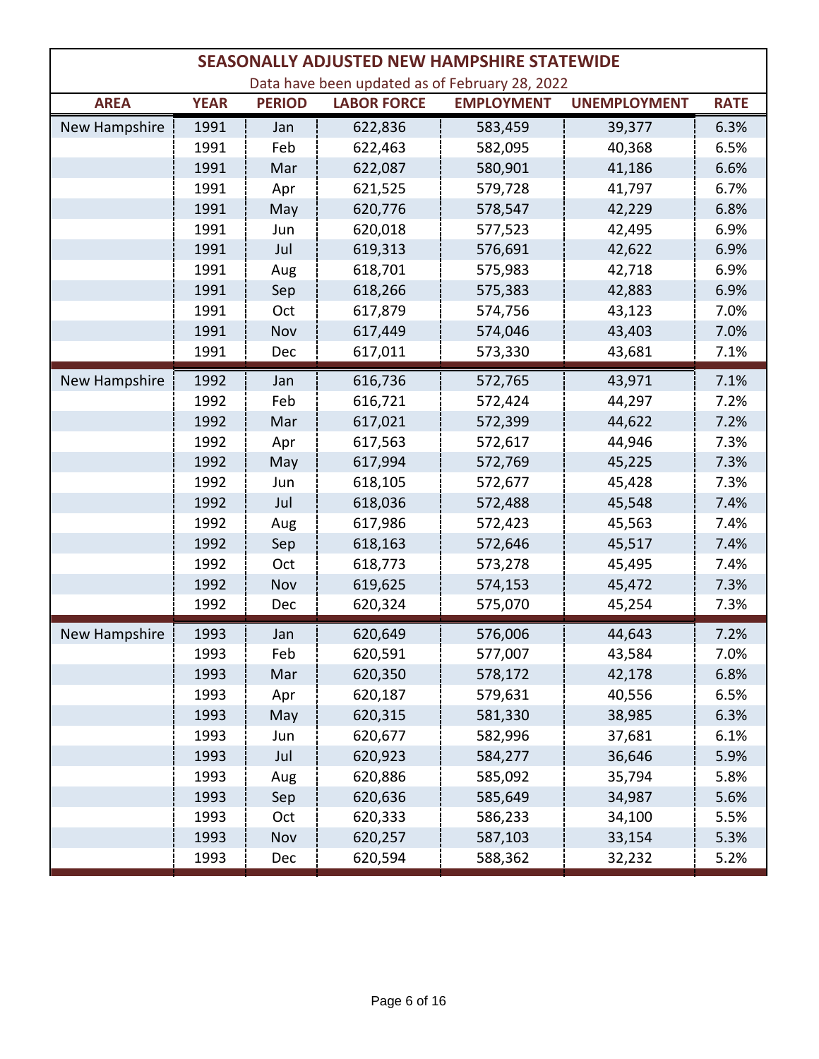# SEASONALLY ADJUSTED NEW HAMPSHIRE STATEWIDE

Data have been updated as of February 28, 2022

| AREA | YEAR | PERIOD | LABOR FORCE | EMPLOYMENT | UNEMPLOYMENT | RATE |
|---|---|---|---|---|---|---|
| New Hampshire | 1991 | Jan | 622,836 | 583,459 | 39,377 | 6.3% |
| | 1991 | Feb | 622,463 | 582,095 | 40,368 | 6.5% |
| | 1991 | Mar | 622,087 | 580,901 | 41,186 | 6.6% |
| | 1991 | Apr | 621,525 | 579,728 | 41,797 | 6.7% |
| | 1991 | May | 620,776 | 578,547 | 42,229 | 6.8% |
| | 1991 | Jun | 620,018 | 577,523 | 42,495 | 6.9% |
| | 1991 | Jul | 619,313 | 576,691 | 42,622 | 6.9% |
| | 1991 | Aug | 618,701 | 575,983 | 42,718 | 6.9% |
| | 1991 | Sep | 618,266 | 575,383 | 42,883 | 6.9% |
| | 1991 | Oct | 617,879 | 574,756 | 43,123 | 7.0% |
| | 1991 | Nov | 617,449 | 574,046 | 43,403 | 7.0% |
| | 1991 | Dec | 617,011 | 573,330 | 43,681 | 7.1% |
| New Hampshire | 1992 | Jan | 616,736 | 572,765 | 43,971 | 7.1% |
| | 1992 | Feb | 616,721 | 572,424 | 44,297 | 7.2% |
| | 1992 | Mar | 617,021 | 572,399 | 44,622 | 7.2% |
| | 1992 | Apr | 617,563 | 572,617 | 44,946 | 7.3% |
| | 1992 | May | 617,994 | 572,769 | 45,225 | 7.3% |
| | 1992 | Jun | 618,105 | 572,677 | 45,428 | 7.3% |
| | 1992 | Jul | 618,036 | 572,488 | 45,548 | 7.4% |
| | 1992 | Aug | 617,986 | 572,423 | 45,563 | 7.4% |
| | 1992 | Sep | 618,163 | 572,646 | 45,517 | 7.4% |
| | 1992 | Oct | 618,773 | 573,278 | 45,495 | 7.4% |
| | 1992 | Nov | 619,625 | 574,153 | 45,472 | 7.3% |
| | 1992 | Dec | 620,324 | 575,070 | 45,254 | 7.3% |
| New Hampshire | 1993 | Jan | 620,649 | 576,006 | 44,643 | 7.2% |
| | 1993 | Feb | 620,591 | 577,007 | 43,584 | 7.0% |
| | 1993 | Mar | 620,350 | 578,172 | 42,178 | 6.8% |
| | 1993 | Apr | 620,187 | 579,631 | 40,556 | 6.5% |
| | 1993 | May | 620,315 | 581,330 | 38,985 | 6.3% |
| | 1993 | Jun | 620,677 | 582,996 | 37,681 | 6.1% |
| | 1993 | Jul | 620,923 | 584,277 | 36,646 | 5.9% |
| | 1993 | Aug | 620,886 | 585,092 | 35,794 | 5.8% |
| | 1993 | Sep | 620,636 | 585,649 | 34,987 | 5.6% |
| | 1993 | Oct | 620,333 | 586,233 | 34,100 | 5.5% |
| | 1993 | Nov | 620,257 | 587,103 | 33,154 | 5.3% |
| | 1993 | Dec | 620,594 | 588,362 | 32,232 | 5.2% |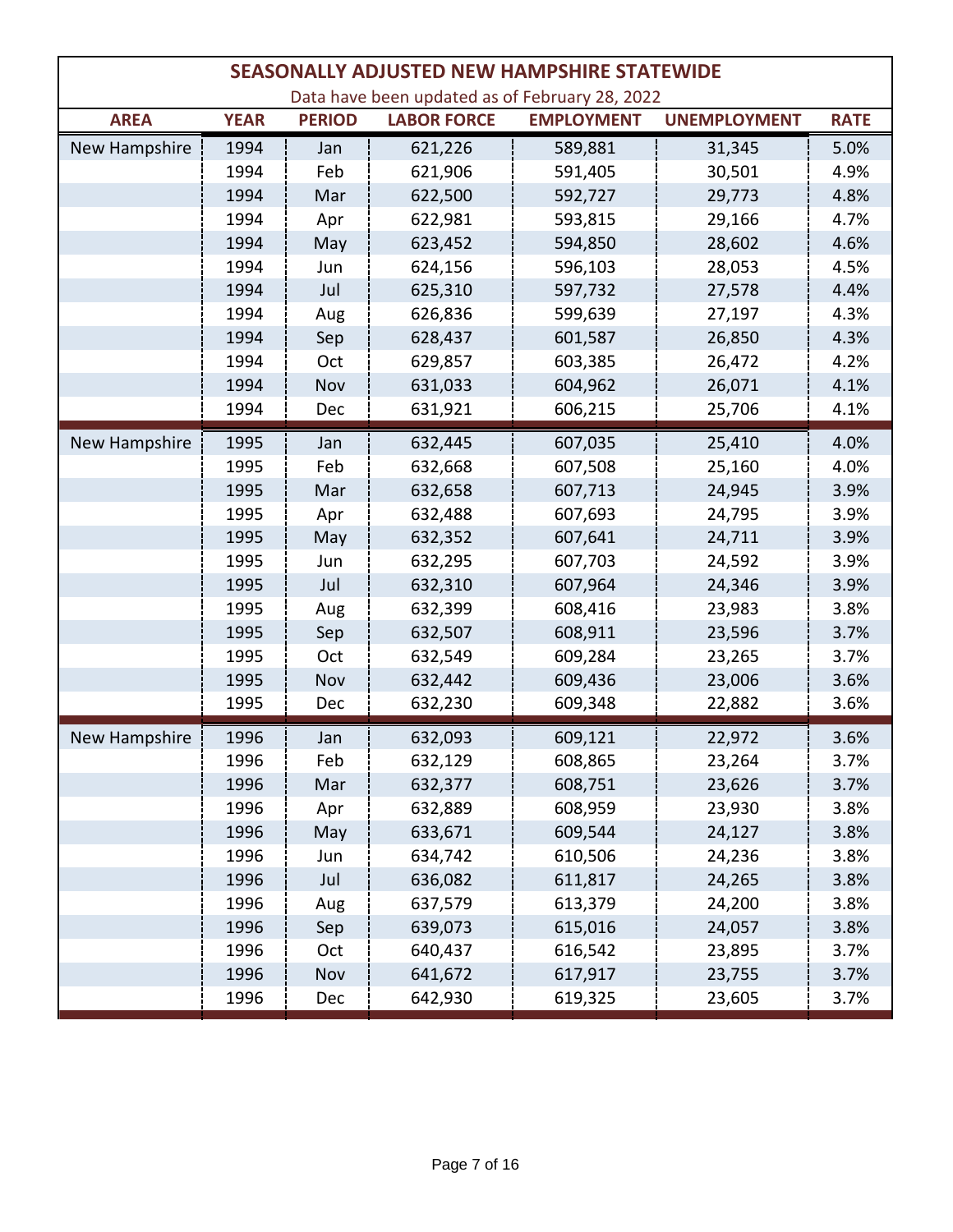## SEASONALLY ADJUSTED NEW HAMPSHIRE STATEWIDE

Data have been updated as of February 28, 2022

| AREA | YEAR | PERIOD | LABOR FORCE | EMPLOYMENT | UNEMPLOYMENT | RATE |
|---|---|---|---|---|---|---|
| New Hampshire | 1994 | Jan | 621,226 | 589,881 | 31,345 | 5.0% |
| | 1994 | Feb | 621,906 | 591,405 | 30,501 | 4.9% |
| | 1994 | Mar | 622,500 | 592,727 | 29,773 | 4.8% |
| | 1994 | Apr | 622,981 | 593,815 | 29,166 | 4.7% |
| | 1994 | May | 623,452 | 594,850 | 28,602 | 4.6% |
| | 1994 | Jun | 624,156 | 596,103 | 28,053 | 4.5% |
| | 1994 | Jul | 625,310 | 597,732 | 27,578 | 4.4% |
| | 1994 | Aug | 626,836 | 599,639 | 27,197 | 4.3% |
| | 1994 | Sep | 628,437 | 601,587 | 26,850 | 4.3% |
| | 1994 | Oct | 629,857 | 603,385 | 26,472 | 4.2% |
| | 1994 | Nov | 631,033 | 604,962 | 26,071 | 4.1% |
| | 1994 | Dec | 631,921 | 606,215 | 25,706 | 4.1% |
| New Hampshire | 1995 | Jan | 632,445 | 607,035 | 25,410 | 4.0% |
| | 1995 | Feb | 632,668 | 607,508 | 25,160 | 4.0% |
| | 1995 | Mar | 632,658 | 607,713 | 24,945 | 3.9% |
| | 1995 | Apr | 632,488 | 607,693 | 24,795 | 3.9% |
| | 1995 | May | 632,352 | 607,641 | 24,711 | 3.9% |
| | 1995 | Jun | 632,295 | 607,703 | 24,592 | 3.9% |
| | 1995 | Jul | 632,310 | 607,964 | 24,346 | 3.9% |
| | 1995 | Aug | 632,399 | 608,416 | 23,983 | 3.8% |
| | 1995 | Sep | 632,507 | 608,911 | 23,596 | 3.7% |
| | 1995 | Oct | 632,549 | 609,284 | 23,265 | 3.7% |
| | 1995 | Nov | 632,442 | 609,436 | 23,006 | 3.6% |
| | 1995 | Dec | 632,230 | 609,348 | 22,882 | 3.6% |
| New Hampshire | 1996 | Jan | 632,093 | 609,121 | 22,972 | 3.6% |
| | 1996 | Feb | 632,129 | 608,865 | 23,264 | 3.7% |
| | 1996 | Mar | 632,377 | 608,751 | 23,626 | 3.7% |
| | 1996 | Apr | 632,889 | 608,959 | 23,930 | 3.8% |
| | 1996 | May | 633,671 | 609,544 | 24,127 | 3.8% |
| | 1996 | Jun | 634,742 | 610,506 | 24,236 | 3.8% |
| | 1996 | Jul | 636,082 | 611,817 | 24,265 | 3.8% |
| | 1996 | Aug | 637,579 | 613,379 | 24,200 | 3.8% |
| | 1996 | Sep | 639,073 | 615,016 | 24,057 | 3.8% |
| | 1996 | Oct | 640,437 | 616,542 | 23,895 | 3.7% |
| | 1996 | Nov | 641,672 | 617,917 | 23,755 | 3.7% |
| | 1996 | Dec | 642,930 | 619,325 | 23,605 | 3.7% |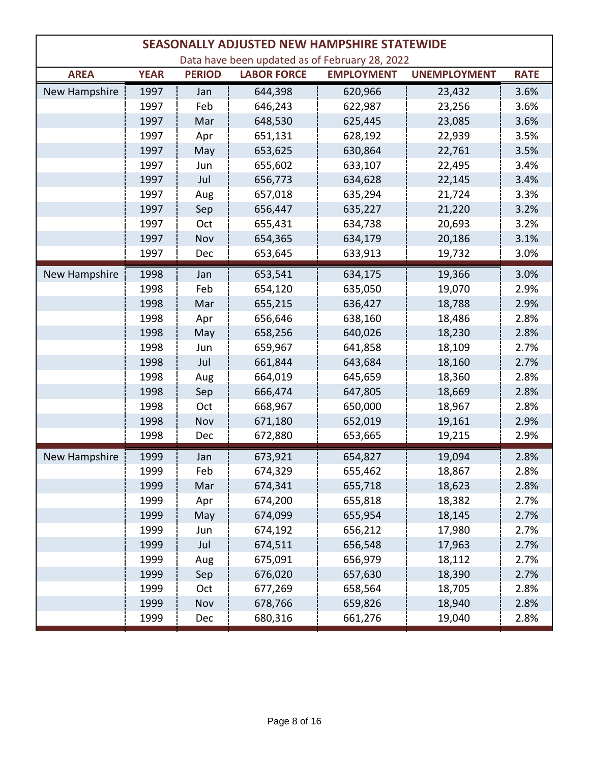# SEASONALLY ADJUSTED NEW HAMPSHIRE STATEWIDE

Data have been updated as of February 28, 2022

| AREA | YEAR | PERIOD | LABOR FORCE | EMPLOYMENT | UNEMPLOYMENT | RATE |
|---|---|---|---|---|---|---|
| New Hampshire | 1997 | Jan | 644,398 | 620,966 | 23,432 | 3.6% |
| | 1997 | Feb | 646,243 | 622,987 | 23,256 | 3.6% |
| | 1997 | Mar | 648,530 | 625,445 | 23,085 | 3.6% |
| | 1997 | Apr | 651,131 | 628,192 | 22,939 | 3.5% |
| | 1997 | May | 653,625 | 630,864 | 22,761 | 3.5% |
| | 1997 | Jun | 655,602 | 633,107 | 22,495 | 3.4% |
| | 1997 | Jul | 656,773 | 634,628 | 22,145 | 3.4% |
| | 1997 | Aug | 657,018 | 635,294 | 21,724 | 3.3% |
| | 1997 | Sep | 656,447 | 635,227 | 21,220 | 3.2% |
| | 1997 | Oct | 655,431 | 634,738 | 20,693 | 3.2% |
| | 1997 | Nov | 654,365 | 634,179 | 20,186 | 3.1% |
| | 1997 | Dec | 653,645 | 633,913 | 19,732 | 3.0% |
| New Hampshire | 1998 | Jan | 653,541 | 634,175 | 19,366 | 3.0% |
| | 1998 | Feb | 654,120 | 635,050 | 19,070 | 2.9% |
| | 1998 | Mar | 655,215 | 636,427 | 18,788 | 2.9% |
| | 1998 | Apr | 656,646 | 638,160 | 18,486 | 2.8% |
| | 1998 | May | 658,256 | 640,026 | 18,230 | 2.8% |
| | 1998 | Jun | 659,967 | 641,858 | 18,109 | 2.7% |
| | 1998 | Jul | 661,844 | 643,684 | 18,160 | 2.7% |
| | 1998 | Aug | 664,019 | 645,659 | 18,360 | 2.8% |
| | 1998 | Sep | 666,474 | 647,805 | 18,669 | 2.8% |
| | 1998 | Oct | 668,967 | 650,000 | 18,967 | 2.8% |
| | 1998 | Nov | 671,180 | 652,019 | 19,161 | 2.9% |
| | 1998 | Dec | 672,880 | 653,665 | 19,215 | 2.9% |
| New Hampshire | 1999 | Jan | 673,921 | 654,827 | 19,094 | 2.8% |
| | 1999 | Feb | 674,329 | 655,462 | 18,867 | 2.8% |
| | 1999 | Mar | 674,341 | 655,718 | 18,623 | 2.8% |
| | 1999 | Apr | 674,200 | 655,818 | 18,382 | 2.7% |
| | 1999 | May | 674,099 | 655,954 | 18,145 | 2.7% |
| | 1999 | Jun | 674,192 | 656,212 | 17,980 | 2.7% |
| | 1999 | Jul | 674,511 | 656,548 | 17,963 | 2.7% |
| | 1999 | Aug | 675,091 | 656,979 | 18,112 | 2.7% |
| | 1999 | Sep | 676,020 | 657,630 | 18,390 | 2.7% |
| | 1999 | Oct | 677,269 | 658,564 | 18,705 | 2.8% |
| | 1999 | Nov | 678,766 | 659,826 | 18,940 | 2.8% |
| | 1999 | Dec | 680,316 | 661,276 | 19,040 | 2.8% |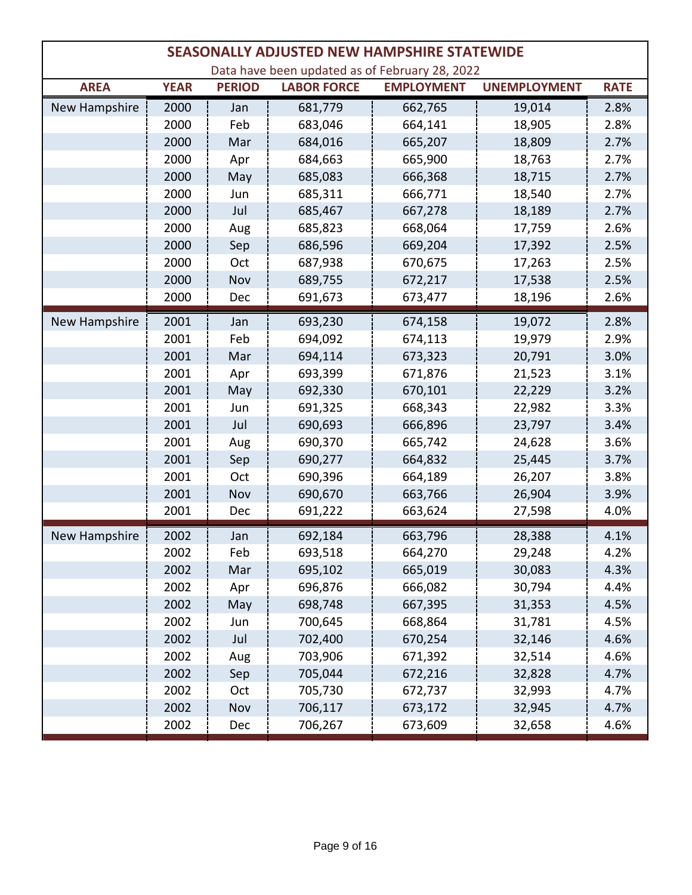# SEASONALLY ADJUSTED NEW HAMPSHIRE STATEWIDE

Data have been updated as of February 28, 2022

| AREA | YEAR | PERIOD | LABOR FORCE | EMPLOYMENT | UNEMPLOYMENT | RATE |
|---|---|---|---|---|---|---|
| New Hampshire | 2000 | Jan | 681,779 | 662,765 | 19,014 | 2.8% |
| | 2000 | Feb | 683,046 | 664,141 | 18,905 | 2.8% |
| | 2000 | Mar | 684,016 | 665,207 | 18,809 | 2.7% |
| | 2000 | Apr | 684,663 | 665,900 | 18,763 | 2.7% |
| | 2000 | May | 685,083 | 666,368 | 18,715 | 2.7% |
| | 2000 | Jun | 685,311 | 666,771 | 18,540 | 2.7% |
| | 2000 | Jul | 685,467 | 667,278 | 18,189 | 2.7% |
| | 2000 | Aug | 685,823 | 668,064 | 17,759 | 2.6% |
| | 2000 | Sep | 686,596 | 669,204 | 17,392 | 2.5% |
| | 2000 | Oct | 687,938 | 670,675 | 17,263 | 2.5% |
| | 2000 | Nov | 689,755 | 672,217 | 17,538 | 2.5% |
| | 2000 | Dec | 691,673 | 673,477 | 18,196 | 2.6% |
| New Hampshire | 2001 | Jan | 693,230 | 674,158 | 19,072 | 2.8% |
| | 2001 | Feb | 694,092 | 674,113 | 19,979 | 2.9% |
| | 2001 | Mar | 694,114 | 673,323 | 20,791 | 3.0% |
| | 2001 | Apr | 693,399 | 671,876 | 21,523 | 3.1% |
| | 2001 | May | 692,330 | 670,101 | 22,229 | 3.2% |
| | 2001 | Jun | 691,325 | 668,343 | 22,982 | 3.3% |
| | 2001 | Jul | 690,693 | 666,896 | 23,797 | 3.4% |
| | 2001 | Aug | 690,370 | 665,742 | 24,628 | 3.6% |
| | 2001 | Sep | 690,277 | 664,832 | 25,445 | 3.7% |
| | 2001 | Oct | 690,396 | 664,189 | 26,207 | 3.8% |
| | 2001 | Nov | 690,670 | 663,766 | 26,904 | 3.9% |
| | 2001 | Dec | 691,222 | 663,624 | 27,598 | 4.0% |
| New Hampshire | 2002 | Jan | 692,184 | 663,796 | 28,388 | 4.1% |
| | 2002 | Feb | 693,518 | 664,270 | 29,248 | 4.2% |
| | 2002 | Mar | 695,102 | 665,019 | 30,083 | 4.3% |
| | 2002 | Apr | 696,876 | 666,082 | 30,794 | 4.4% |
| | 2002 | May | 698,748 | 667,395 | 31,353 | 4.5% |
| | 2002 | Jun | 700,645 | 668,864 | 31,781 | 4.5% |
| | 2002 | Jul | 702,400 | 670,254 | 32,146 | 4.6% |
| | 2002 | Aug | 703,906 | 671,392 | 32,514 | 4.6% |
| | 2002 | Sep | 705,044 | 672,216 | 32,828 | 4.7% |
| | 2002 | Oct | 705,730 | 672,737 | 32,993 | 4.7% |
| | 2002 | Nov | 706,117 | 673,172 | 32,945 | 4.7% |
| | 2002 | Dec | 706,267 | 673,609 | 32,658 | 4.6% |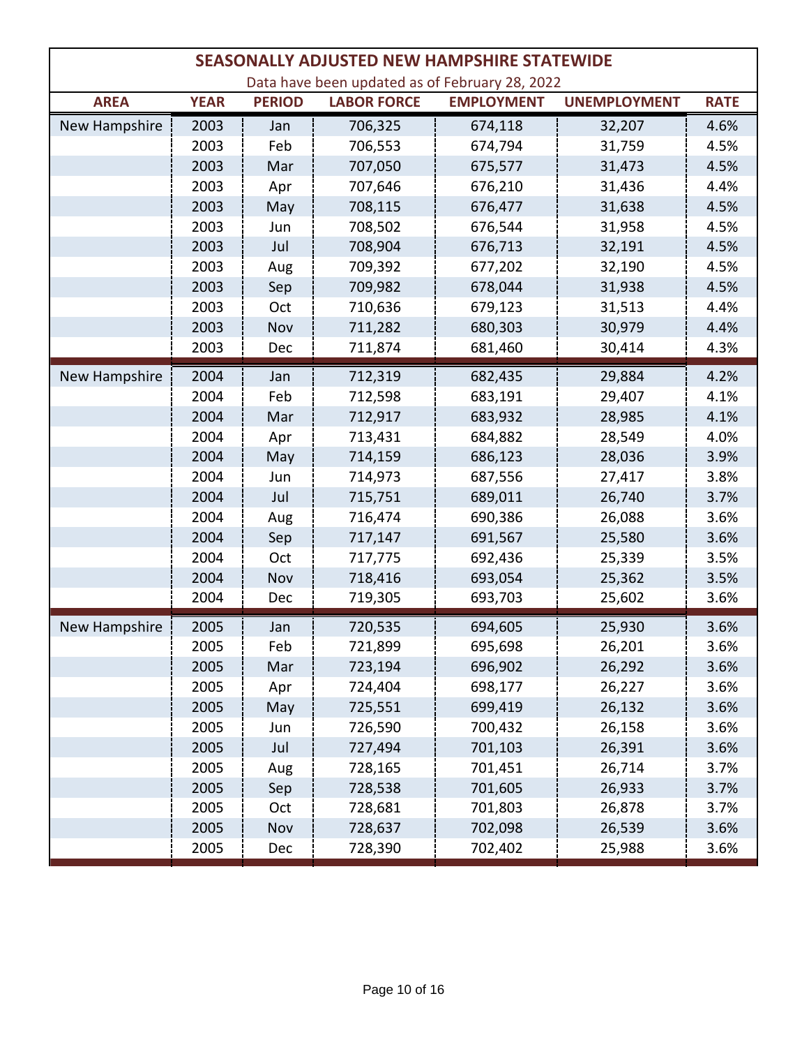## SEASONALLY ADJUSTED NEW HAMPSHIRE STATEWIDE

Data have been updated as of February 28, 2022

| AREA | YEAR | PERIOD | LABOR FORCE | EMPLOYMENT | UNEMPLOYMENT | RATE |
|---|---|---|---|---|---|---|
| New Hampshire | 2003 | Jan | 706,325 | 674,118 | 32,207 | 4.6% |
| | 2003 | Feb | 706,553 | 674,794 | 31,759 | 4.5% |
| | 2003 | Mar | 707,050 | 675,577 | 31,473 | 4.5% |
| | 2003 | Apr | 707,646 | 676,210 | 31,436 | 4.4% |
| | 2003 | May | 708,115 | 676,477 | 31,638 | 4.5% |
| | 2003 | Jun | 708,502 | 676,544 | 31,958 | 4.5% |
| | 2003 | Jul | 708,904 | 676,713 | 32,191 | 4.5% |
| | 2003 | Aug | 709,392 | 677,202 | 32,190 | 4.5% |
| | 2003 | Sep | 709,982 | 678,044 | 31,938 | 4.5% |
| | 2003 | Oct | 710,636 | 679,123 | 31,513 | 4.4% |
| | 2003 | Nov | 711,282 | 680,303 | 30,979 | 4.4% |
| | 2003 | Dec | 711,874 | 681,460 | 30,414 | 4.3% |
| New Hampshire | 2004 | Jan | 712,319 | 682,435 | 29,884 | 4.2% |
| | 2004 | Feb | 712,598 | 683,191 | 29,407 | 4.1% |
| | 2004 | Mar | 712,917 | 683,932 | 28,985 | 4.1% |
| | 2004 | Apr | 713,431 | 684,882 | 28,549 | 4.0% |
| | 2004 | May | 714,159 | 686,123 | 28,036 | 3.9% |
| | 2004 | Jun | 714,973 | 687,556 | 27,417 | 3.8% |
| | 2004 | Jul | 715,751 | 689,011 | 26,740 | 3.7% |
| | 2004 | Aug | 716,474 | 690,386 | 26,088 | 3.6% |
| | 2004 | Sep | 717,147 | 691,567 | 25,580 | 3.6% |
| | 2004 | Oct | 717,775 | 692,436 | 25,339 | 3.5% |
| | 2004 | Nov | 718,416 | 693,054 | 25,362 | 3.5% |
| | 2004 | Dec | 719,305 | 693,703 | 25,602 | 3.6% |
| New Hampshire | 2005 | Jan | 720,535 | 694,605 | 25,930 | 3.6% |
| | 2005 | Feb | 721,899 | 695,698 | 26,201 | 3.6% |
| | 2005 | Mar | 723,194 | 696,902 | 26,292 | 3.6% |
| | 2005 | Apr | 724,404 | 698,177 | 26,227 | 3.6% |
| | 2005 | May | 725,551 | 699,419 | 26,132 | 3.6% |
| | 2005 | Jun | 726,590 | 700,432 | 26,158 | 3.6% |
| | 2005 | Jul | 727,494 | 701,103 | 26,391 | 3.6% |
| | 2005 | Aug | 728,165 | 701,451 | 26,714 | 3.7% |
| | 2005 | Sep | 728,538 | 701,605 | 26,933 | 3.7% |
| | 2005 | Oct | 728,681 | 701,803 | 26,878 | 3.7% |
| | 2005 | Nov | 728,637 | 702,098 | 26,539 | 3.6% |
| | 2005 | Dec | 728,390 | 702,402 | 25,988 | 3.6% |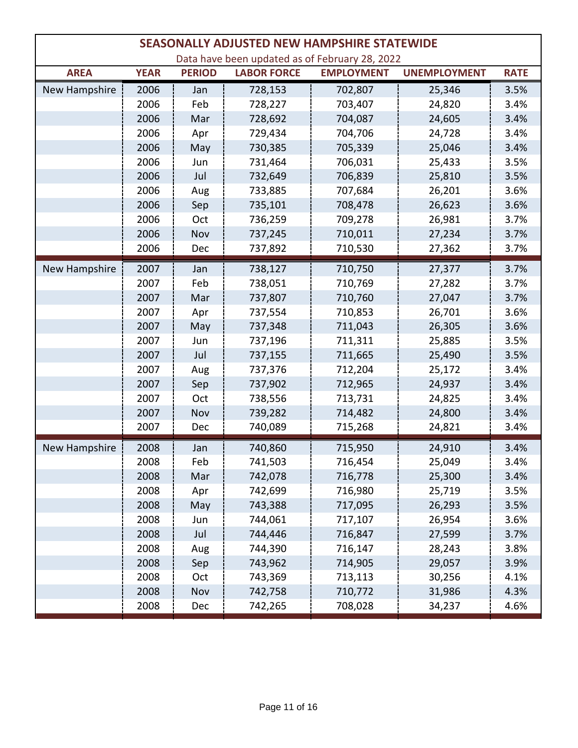## SEASONALLY ADJUSTED NEW HAMPSHIRE STATEWIDE

Data have been updated as of February 28, 2022

| AREA | YEAR | PERIOD | LABOR FORCE | EMPLOYMENT | UNEMPLOYMENT | RATE |
|---|---|---|---|---|---|---|
| New Hampshire | 2006 | Jan | 728,153 | 702,807 | 25,346 | 3.5% |
| | 2006 | Feb | 728,227 | 703,407 | 24,820 | 3.4% |
| | 2006 | Mar | 728,692 | 704,087 | 24,605 | 3.4% |
| | 2006 | Apr | 729,434 | 704,706 | 24,728 | 3.4% |
| | 2006 | May | 730,385 | 705,339 | 25,046 | 3.4% |
| | 2006 | Jun | 731,464 | 706,031 | 25,433 | 3.5% |
| | 2006 | Jul | 732,649 | 706,839 | 25,810 | 3.5% |
| | 2006 | Aug | 733,885 | 707,684 | 26,201 | 3.6% |
| | 2006 | Sep | 735,101 | 708,478 | 26,623 | 3.6% |
| | 2006 | Oct | 736,259 | 709,278 | 26,981 | 3.7% |
| | 2006 | Nov | 737,245 | 710,011 | 27,234 | 3.7% |
| | 2006 | Dec | 737,892 | 710,530 | 27,362 | 3.7% |
| New Hampshire | 2007 | Jan | 738,127 | 710,750 | 27,377 | 3.7% |
| | 2007 | Feb | 738,051 | 710,769 | 27,282 | 3.7% |
| | 2007 | Mar | 737,807 | 710,760 | 27,047 | 3.7% |
| | 2007 | Apr | 737,554 | 710,853 | 26,701 | 3.6% |
| | 2007 | May | 737,348 | 711,043 | 26,305 | 3.6% |
| | 2007 | Jun | 737,196 | 711,311 | 25,885 | 3.5% |
| | 2007 | Jul | 737,155 | 711,665 | 25,490 | 3.5% |
| | 2007 | Aug | 737,376 | 712,204 | 25,172 | 3.4% |
| | 2007 | Sep | 737,902 | 712,965 | 24,937 | 3.4% |
| | 2007 | Oct | 738,556 | 713,731 | 24,825 | 3.4% |
| | 2007 | Nov | 739,282 | 714,482 | 24,800 | 3.4% |
| | 2007 | Dec | 740,089 | 715,268 | 24,821 | 3.4% |
| New Hampshire | 2008 | Jan | 740,860 | 715,950 | 24,910 | 3.4% |
| | 2008 | Feb | 741,503 | 716,454 | 25,049 | 3.4% |
| | 2008 | Mar | 742,078 | 716,778 | 25,300 | 3.4% |
| | 2008 | Apr | 742,699 | 716,980 | 25,719 | 3.5% |
| | 2008 | May | 743,388 | 717,095 | 26,293 | 3.5% |
| | 2008 | Jun | 744,061 | 717,107 | 26,954 | 3.6% |
| | 2008 | Jul | 744,446 | 716,847 | 27,599 | 3.7% |
| | 2008 | Aug | 744,390 | 716,147 | 28,243 | 3.8% |
| | 2008 | Sep | 743,962 | 714,905 | 29,057 | 3.9% |
| | 2008 | Oct | 743,369 | 713,113 | 30,256 | 4.1% |
| | 2008 | Nov | 742,758 | 710,772 | 31,986 | 4.3% |
| | 2008 | Dec | 742,265 | 708,028 | 34,237 | 4.6% |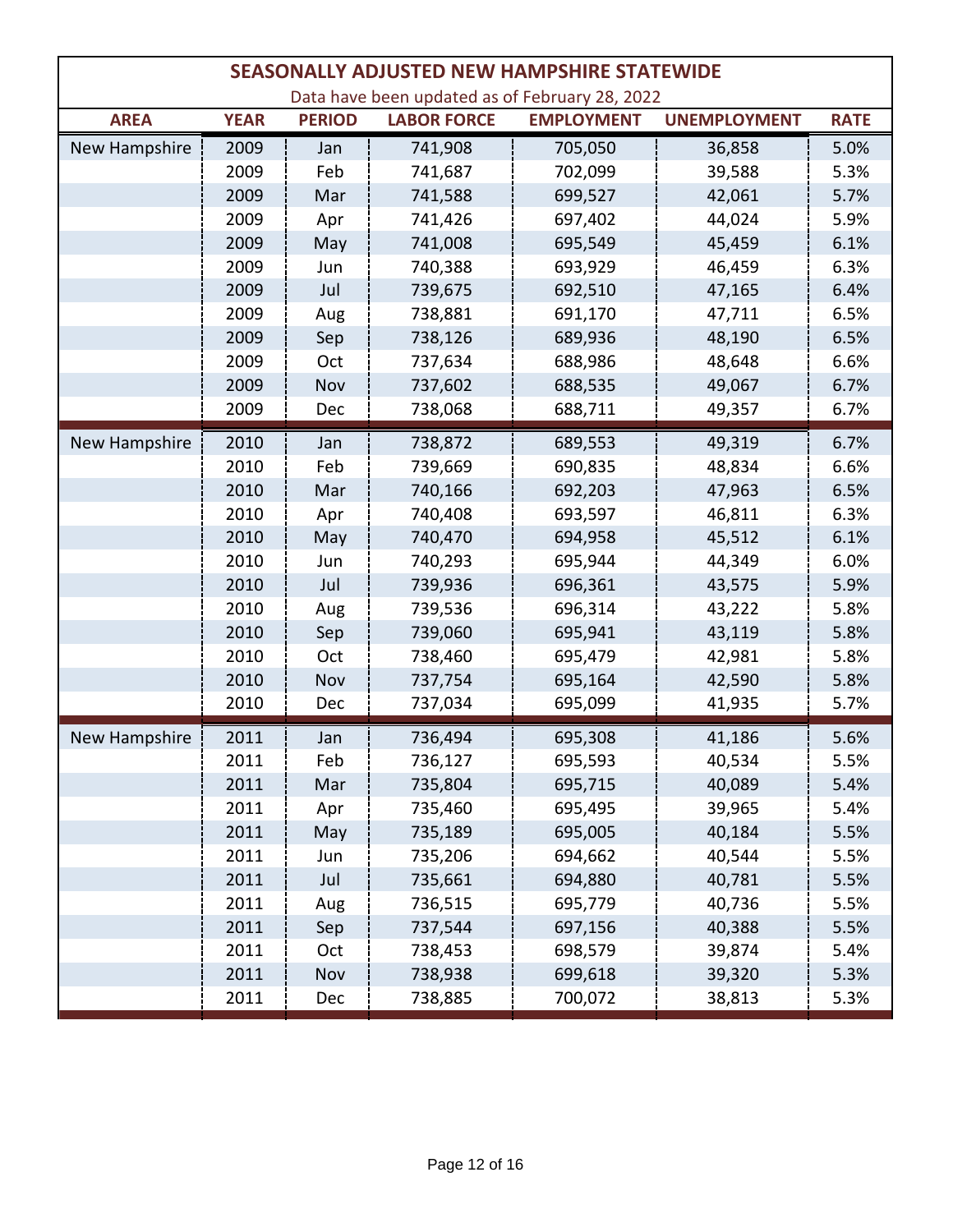## SEASONALLY ADJUSTED NEW HAMPSHIRE STATEWIDE

Data have been updated as of February 28, 2022

| AREA | YEAR | PERIOD | LABOR FORCE | EMPLOYMENT | UNEMPLOYMENT | RATE |
|---|---|---|---|---|---|---|
| New Hampshire | 2009 | Jan | 741,908 | 705,050 | 36,858 | 5.0% |
| | 2009 | Feb | 741,687 | 702,099 | 39,588 | 5.3% |
| | 2009 | Mar | 741,588 | 699,527 | 42,061 | 5.7% |
| | 2009 | Apr | 741,426 | 697,402 | 44,024 | 5.9% |
| | 2009 | May | 741,008 | 695,549 | 45,459 | 6.1% |
| | 2009 | Jun | 740,388 | 693,929 | 46,459 | 6.3% |
| | 2009 | Jul | 739,675 | 692,510 | 47,165 | 6.4% |
| | 2009 | Aug | 738,881 | 691,170 | 47,711 | 6.5% |
| | 2009 | Sep | 738,126 | 689,936 | 48,190 | 6.5% |
| | 2009 | Oct | 737,634 | 688,986 | 48,648 | 6.6% |
| | 2009 | Nov | 737,602 | 688,535 | 49,067 | 6.7% |
| | 2009 | Dec | 738,068 | 688,711 | 49,357 | 6.7% |
| New Hampshire | 2010 | Jan | 738,872 | 689,553 | 49,319 | 6.7% |
| | 2010 | Feb | 739,669 | 690,835 | 48,834 | 6.6% |
| | 2010 | Mar | 740,166 | 692,203 | 47,963 | 6.5% |
| | 2010 | Apr | 740,408 | 693,597 | 46,811 | 6.3% |
| | 2010 | May | 740,470 | 694,958 | 45,512 | 6.1% |
| | 2010 | Jun | 740,293 | 695,944 | 44,349 | 6.0% |
| | 2010 | Jul | 739,936 | 696,361 | 43,575 | 5.9% |
| | 2010 | Aug | 739,536 | 696,314 | 43,222 | 5.8% |
| | 2010 | Sep | 739,060 | 695,941 | 43,119 | 5.8% |
| | 2010 | Oct | 738,460 | 695,479 | 42,981 | 5.8% |
| | 2010 | Nov | 737,754 | 695,164 | 42,590 | 5.8% |
| | 2010 | Dec | 737,034 | 695,099 | 41,935 | 5.7% |
| New Hampshire | 2011 | Jan | 736,494 | 695,308 | 41,186 | 5.6% |
| | 2011 | Feb | 736,127 | 695,593 | 40,534 | 5.5% |
| | 2011 | Mar | 735,804 | 695,715 | 40,089 | 5.4% |
| | 2011 | Apr | 735,460 | 695,495 | 39,965 | 5.4% |
| | 2011 | May | 735,189 | 695,005 | 40,184 | 5.5% |
| | 2011 | Jun | 735,206 | 694,662 | 40,544 | 5.5% |
| | 2011 | Jul | 735,661 | 694,880 | 40,781 | 5.5% |
| | 2011 | Aug | 736,515 | 695,779 | 40,736 | 5.5% |
| | 2011 | Sep | 737,544 | 697,156 | 40,388 | 5.5% |
| | 2011 | Oct | 738,453 | 698,579 | 39,874 | 5.4% |
| | 2011 | Nov | 738,938 | 699,618 | 39,320 | 5.3% |
| | 2011 | Dec | 738,885 | 700,072 | 38,813 | 5.3% |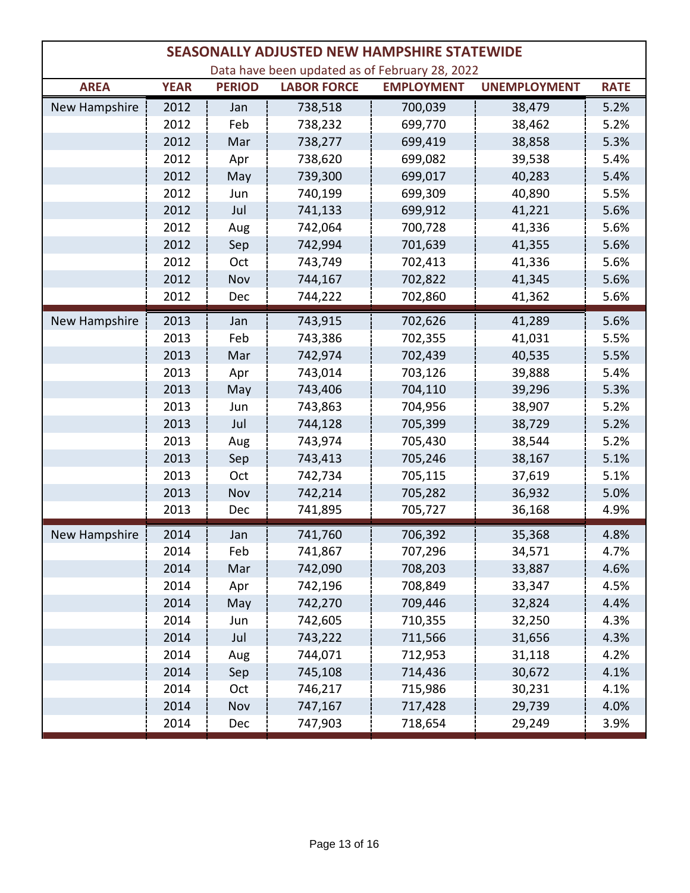## SEASONALLY ADJUSTED NEW HAMPSHIRE STATEWIDE

Data have been updated as of February 28, 2022

| AREA | YEAR | PERIOD | LABOR FORCE | EMPLOYMENT | UNEMPLOYMENT | RATE |
|---|---|---|---|---|---|---|
| New Hampshire | 2012 | Jan | 738,518 | 700,039 | 38,479 | 5.2% |
| | 2012 | Feb | 738,232 | 699,770 | 38,462 | 5.2% |
| | 2012 | Mar | 738,277 | 699,419 | 38,858 | 5.3% |
| | 2012 | Apr | 738,620 | 699,082 | 39,538 | 5.4% |
| | 2012 | May | 739,300 | 699,017 | 40,283 | 5.4% |
| | 2012 | Jun | 740,199 | 699,309 | 40,890 | 5.5% |
| | 2012 | Jul | 741,133 | 699,912 | 41,221 | 5.6% |
| | 2012 | Aug | 742,064 | 700,728 | 41,336 | 5.6% |
| | 2012 | Sep | 742,994 | 701,639 | 41,355 | 5.6% |
| | 2012 | Oct | 743,749 | 702,413 | 41,336 | 5.6% |
| | 2012 | Nov | 744,167 | 702,822 | 41,345 | 5.6% |
| | 2012 | Dec | 744,222 | 702,860 | 41,362 | 5.6% |
| New Hampshire | 2013 | Jan | 743,915 | 702,626 | 41,289 | 5.6% |
| | 2013 | Feb | 743,386 | 702,355 | 41,031 | 5.5% |
| | 2013 | Mar | 742,974 | 702,439 | 40,535 | 5.5% |
| | 2013 | Apr | 743,014 | 703,126 | 39,888 | 5.4% |
| | 2013 | May | 743,406 | 704,110 | 39,296 | 5.3% |
| | 2013 | Jun | 743,863 | 704,956 | 38,907 | 5.2% |
| | 2013 | Jul | 744,128 | 705,399 | 38,729 | 5.2% |
| | 2013 | Aug | 743,974 | 705,430 | 38,544 | 5.2% |
| | 2013 | Sep | 743,413 | 705,246 | 38,167 | 5.1% |
| | 2013 | Oct | 742,734 | 705,115 | 37,619 | 5.1% |
| | 2013 | Nov | 742,214 | 705,282 | 36,932 | 5.0% |
| | 2013 | Dec | 741,895 | 705,727 | 36,168 | 4.9% |
| New Hampshire | 2014 | Jan | 741,760 | 706,392 | 35,368 | 4.8% |
| | 2014 | Feb | 741,867 | 707,296 | 34,571 | 4.7% |
| | 2014 | Mar | 742,090 | 708,203 | 33,887 | 4.6% |
| | 2014 | Apr | 742,196 | 708,849 | 33,347 | 4.5% |
| | 2014 | May | 742,270 | 709,446 | 32,824 | 4.4% |
| | 2014 | Jun | 742,605 | 710,355 | 32,250 | 4.3% |
| | 2014 | Jul | 743,222 | 711,566 | 31,656 | 4.3% |
| | 2014 | Aug | 744,071 | 712,953 | 31,118 | 4.2% |
| | 2014 | Sep | 745,108 | 714,436 | 30,672 | 4.1% |
| | 2014 | Oct | 746,217 | 715,986 | 30,231 | 4.1% |
| | 2014 | Nov | 747,167 | 717,428 | 29,739 | 4.0% |
| | 2014 | Dec | 747,903 | 718,654 | 29,249 | 3.9% |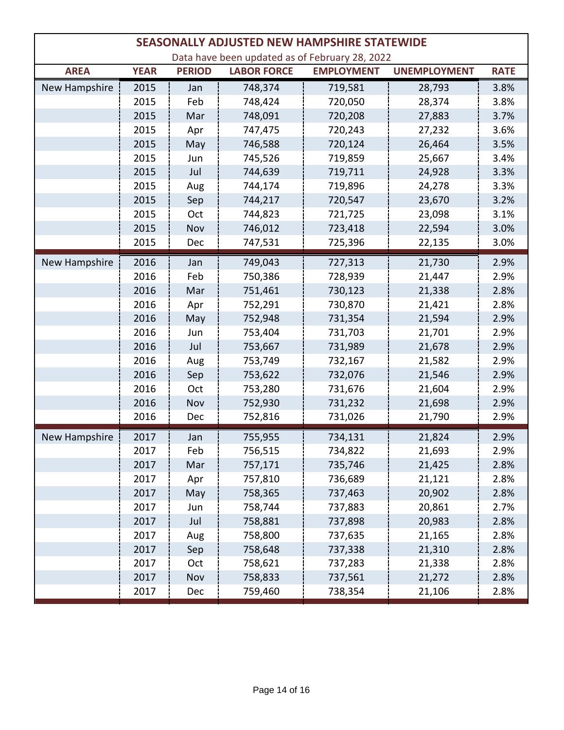# SEASONALLY ADJUSTED NEW HAMPSHIRE STATEWIDE

Data have been updated as of February 28, 2022

| AREA | YEAR | PERIOD | LABOR FORCE | EMPLOYMENT | UNEMPLOYMENT | RATE |
|---|---|---|---|---|---|---|
| New Hampshire | 2015 | Jan | 748,374 | 719,581 | 28,793 | 3.8% |
| | 2015 | Feb | 748,424 | 720,050 | 28,374 | 3.8% |
| | 2015 | Mar | 748,091 | 720,208 | 27,883 | 3.7% |
| | 2015 | Apr | 747,475 | 720,243 | 27,232 | 3.6% |
| | 2015 | May | 746,588 | 720,124 | 26,464 | 3.5% |
| | 2015 | Jun | 745,526 | 719,859 | 25,667 | 3.4% |
| | 2015 | Jul | 744,639 | 719,711 | 24,928 | 3.3% |
| | 2015 | Aug | 744,174 | 719,896 | 24,278 | 3.3% |
| | 2015 | Sep | 744,217 | 720,547 | 23,670 | 3.2% |
| | 2015 | Oct | 744,823 | 721,725 | 23,098 | 3.1% |
| | 2015 | Nov | 746,012 | 723,418 | 22,594 | 3.0% |
| | 2015 | Dec | 747,531 | 725,396 | 22,135 | 3.0% |
| New Hampshire | 2016 | Jan | 749,043 | 727,313 | 21,730 | 2.9% |
| | 2016 | Feb | 750,386 | 728,939 | 21,447 | 2.9% |
| | 2016 | Mar | 751,461 | 730,123 | 21,338 | 2.8% |
| | 2016 | Apr | 752,291 | 730,870 | 21,421 | 2.8% |
| | 2016 | May | 752,948 | 731,354 | 21,594 | 2.9% |
| | 2016 | Jun | 753,404 | 731,703 | 21,701 | 2.9% |
| | 2016 | Jul | 753,667 | 731,989 | 21,678 | 2.9% |
| | 2016 | Aug | 753,749 | 732,167 | 21,582 | 2.9% |
| | 2016 | Sep | 753,622 | 732,076 | 21,546 | 2.9% |
| | 2016 | Oct | 753,280 | 731,676 | 21,604 | 2.9% |
| | 2016 | Nov | 752,930 | 731,232 | 21,698 | 2.9% |
| | 2016 | Dec | 752,816 | 731,026 | 21,790 | 2.9% |
| New Hampshire | 2017 | Jan | 755,955 | 734,131 | 21,824 | 2.9% |
| | 2017 | Feb | 756,515 | 734,822 | 21,693 | 2.9% |
| | 2017 | Mar | 757,171 | 735,746 | 21,425 | 2.8% |
| | 2017 | Apr | 757,810 | 736,689 | 21,121 | 2.8% |
| | 2017 | May | 758,365 | 737,463 | 20,902 | 2.8% |
| | 2017 | Jun | 758,744 | 737,883 | 20,861 | 2.7% |
| | 2017 | Jul | 758,881 | 737,898 | 20,983 | 2.8% |
| | 2017 | Aug | 758,800 | 737,635 | 21,165 | 2.8% |
| | 2017 | Sep | 758,648 | 737,338 | 21,310 | 2.8% |
| | 2017 | Oct | 758,621 | 737,283 | 21,338 | 2.8% |
| | 2017 | Nov | 758,833 | 737,561 | 21,272 | 2.8% |
| | 2017 | Dec | 759,460 | 738,354 | 21,106 | 2.8% |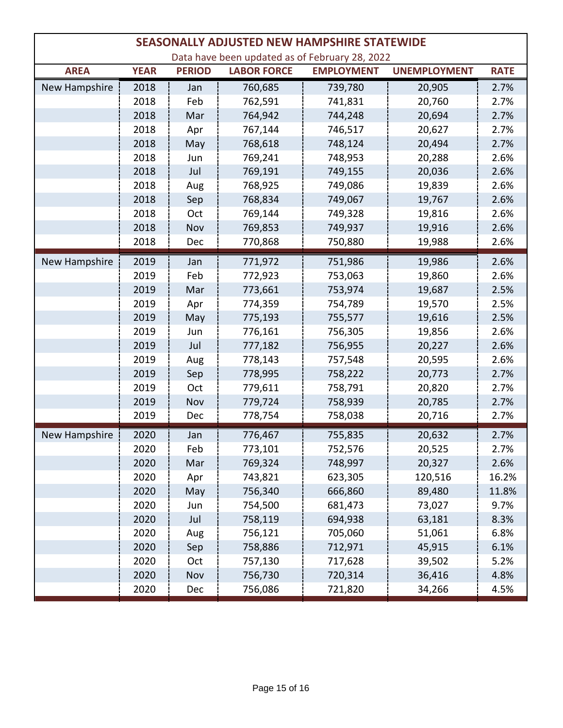## SEASONALLY ADJUSTED NEW HAMPSHIRE STATEWIDE

Data have been updated as of February 28, 2022

| AREA | YEAR | PERIOD | LABOR FORCE | EMPLOYMENT | UNEMPLOYMENT | RATE |
|---|---|---|---|---|---|---|
| New Hampshire | 2018 | Jan | 760,685 | 739,780 | 20,905 | 2.7% |
| | 2018 | Feb | 762,591 | 741,831 | 20,760 | 2.7% |
| | 2018 | Mar | 764,942 | 744,248 | 20,694 | 2.7% |
| | 2018 | Apr | 767,144 | 746,517 | 20,627 | 2.7% |
| | 2018 | May | 768,618 | 748,124 | 20,494 | 2.7% |
| | 2018 | Jun | 769,241 | 748,953 | 20,288 | 2.6% |
| | 2018 | Jul | 769,191 | 749,155 | 20,036 | 2.6% |
| | 2018 | Aug | 768,925 | 749,086 | 19,839 | 2.6% |
| | 2018 | Sep | 768,834 | 749,067 | 19,767 | 2.6% |
| | 2018 | Oct | 769,144 | 749,328 | 19,816 | 2.6% |
| | 2018 | Nov | 769,853 | 749,937 | 19,916 | 2.6% |
| | 2018 | Dec | 770,868 | 750,880 | 19,988 | 2.6% |
| New Hampshire | 2019 | Jan | 771,972 | 751,986 | 19,986 | 2.6% |
| | 2019 | Feb | 772,923 | 753,063 | 19,860 | 2.6% |
| | 2019 | Mar | 773,661 | 753,974 | 19,687 | 2.5% |
| | 2019 | Apr | 774,359 | 754,789 | 19,570 | 2.5% |
| | 2019 | May | 775,193 | 755,577 | 19,616 | 2.5% |
| | 2019 | Jun | 776,161 | 756,305 | 19,856 | 2.6% |
| | 2019 | Jul | 777,182 | 756,955 | 20,227 | 2.6% |
| | 2019 | Aug | 778,143 | 757,548 | 20,595 | 2.6% |
| | 2019 | Sep | 778,995 | 758,222 | 20,773 | 2.7% |
| | 2019 | Oct | 779,611 | 758,791 | 20,820 | 2.7% |
| | 2019 | Nov | 779,724 | 758,939 | 20,785 | 2.7% |
| | 2019 | Dec | 778,754 | 758,038 | 20,716 | 2.7% |
| New Hampshire | 2020 | Jan | 776,467 | 755,835 | 20,632 | 2.7% |
| | 2020 | Feb | 773,101 | 752,576 | 20,525 | 2.7% |
| | 2020 | Mar | 769,324 | 748,997 | 20,327 | 2.6% |
| | 2020 | Apr | 743,821 | 623,305 | 120,516 | 16.2% |
| | 2020 | May | 756,340 | 666,860 | 89,480 | 11.8% |
| | 2020 | Jun | 754,500 | 681,473 | 73,027 | 9.7% |
| | 2020 | Jul | 758,119 | 694,938 | 63,181 | 8.3% |
| | 2020 | Aug | 756,121 | 705,060 | 51,061 | 6.8% |
| | 2020 | Sep | 758,886 | 712,971 | 45,915 | 6.1% |
| | 2020 | Oct | 757,130 | 717,628 | 39,502 | 5.2% |
| | 2020 | Nov | 756,730 | 720,314 | 36,416 | 4.8% |
| | 2020 | Dec | 756,086 | 721,820 | 34,266 | 4.5% |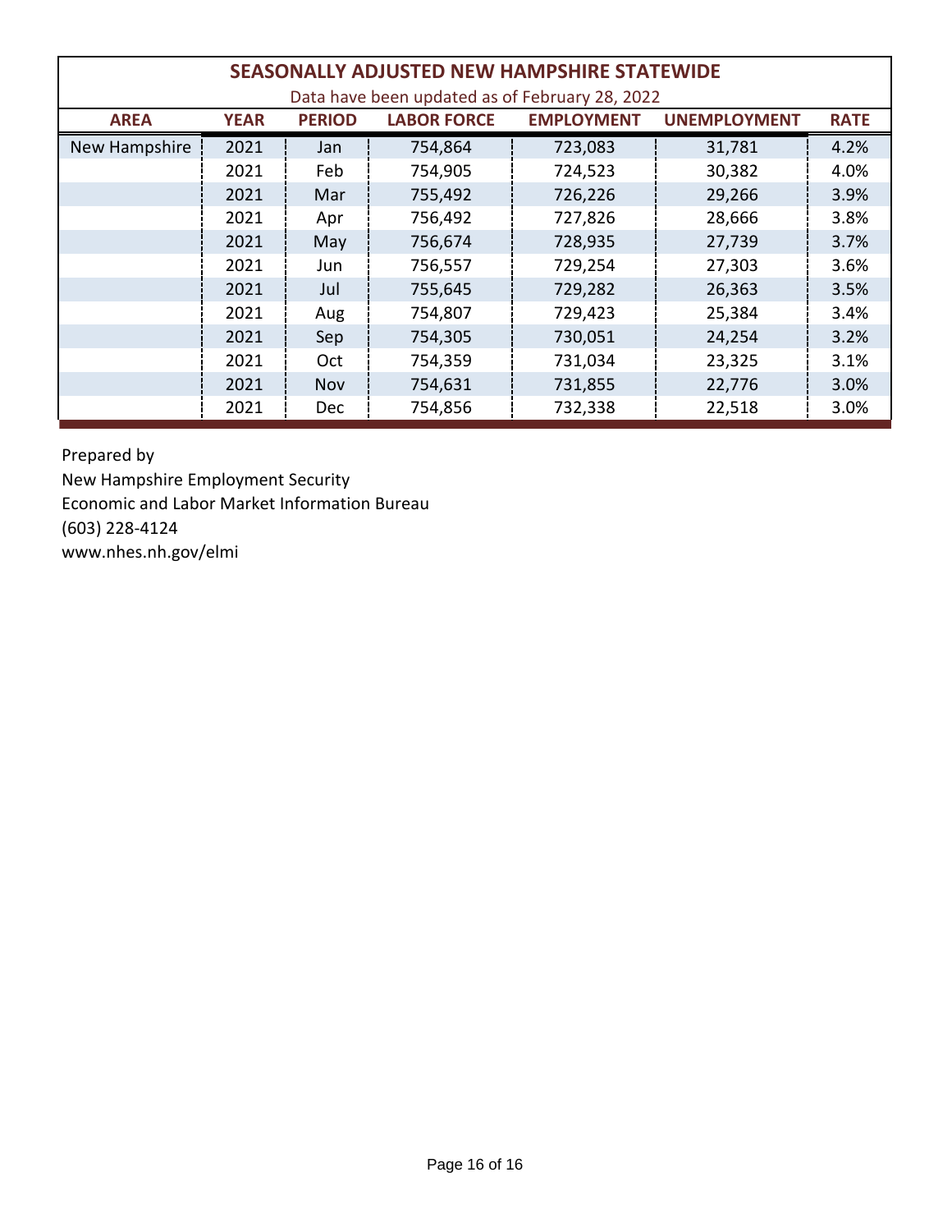# SEASONALLY ADJUSTED NEW HAMPSHIRE STATEWIDE

Data have been updated as of February 28, 2022

| AREA | YEAR | PERIOD | LABOR FORCE | EMPLOYMENT | UNEMPLOYMENT | RATE |
|---|---|---|---|---|---|---|
| New Hampshire | 2021 | Jan | 754,864 | 723,083 | 31,781 | 4.2% |
| | 2021 | Feb | 754,905 | 724,523 | 30,382 | 4.0% |
| | 2021 | Mar | 755,492 | 726,226 | 29,266 | 3.9% |
| | 2021 | Apr | 756,492 | 727,826 | 28,666 | 3.8% |
| | 2021 | May | 756,674 | 728,935 | 27,739 | 3.7% |
| | 2021 | Jun | 756,557 | 729,254 | 27,303 | 3.6% |
| | 2021 | Jul | 755,645 | 729,282 | 26,363 | 3.5% |
| | 2021 | Aug | 754,807 | 729,423 | 25,384 | 3.4% |
| | 2021 | Sep | 754,305 | 730,051 | 24,254 | 3.2% |
| | 2021 | Oct | 754,359 | 731,034 | 23,325 | 3.1% |
| | 2021 | Nov | 754,631 | 731,855 | 22,776 | 3.0% |
| | 2021 | Dec | 754,856 | 732,338 | 22,518 | 3.0% |

Prepared by
New Hampshire Employment Security
Economic and Labor Market Information Bureau
(603) 228-4124
www.nhes.nh.gov/elmi